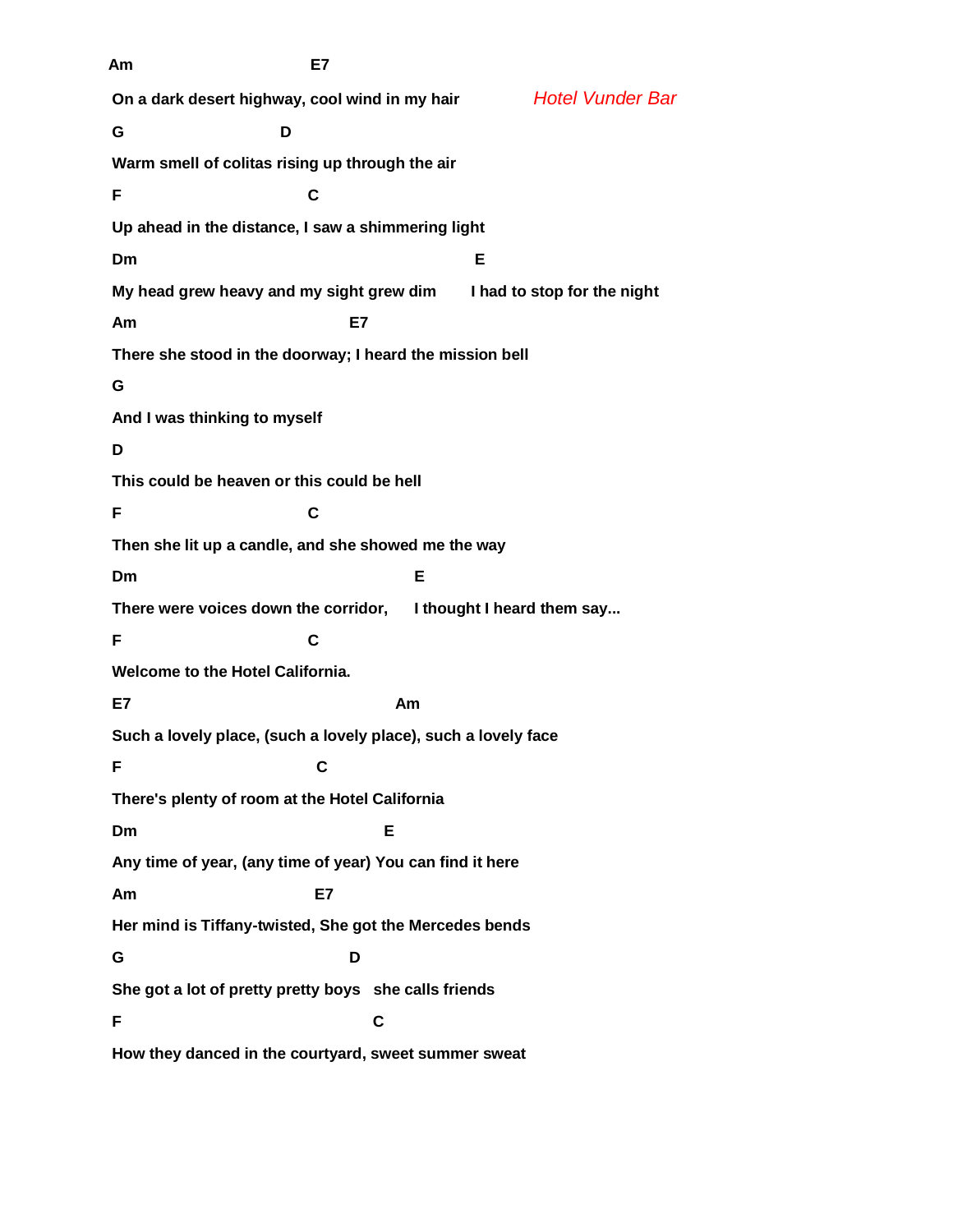*Hotel Vunder Bar*

```
Am                          E7
On a dark desert highway, cool wind in my hair
G                       D
Warm smell of colitas rising up through the air
F                           C
Up ahead in the distance, I saw a shimmering light
Dm                                                  E
My head grew heavy and my sight grew dim      I had to stop for the night
Am                                E7
There she stood in the doorway; I heard the mission bell
G
And I was thinking to myself
D
This could be heaven or this could be hell
F                           C
Then she lit up a candle, and she showed me the way
Dm                                       E
There were voices down the corridor,     I thought I heard them say...
F                           C
Welcome to the Hotel California.
E7                                     Am
Such a lovely place, (such a lovely place), such a lovely face
F                            C
There's plenty of room at the Hotel California
Dm                                  E
Any time of year, (any time of year) You can find it here
Am                          E7
Her mind is Tiffany-twisted, She got the Mercedes bends
G                                 D
She got a lot of pretty pretty boys   she calls friends
F                                    C
How they danced in the courtyard, sweet summer sweat
```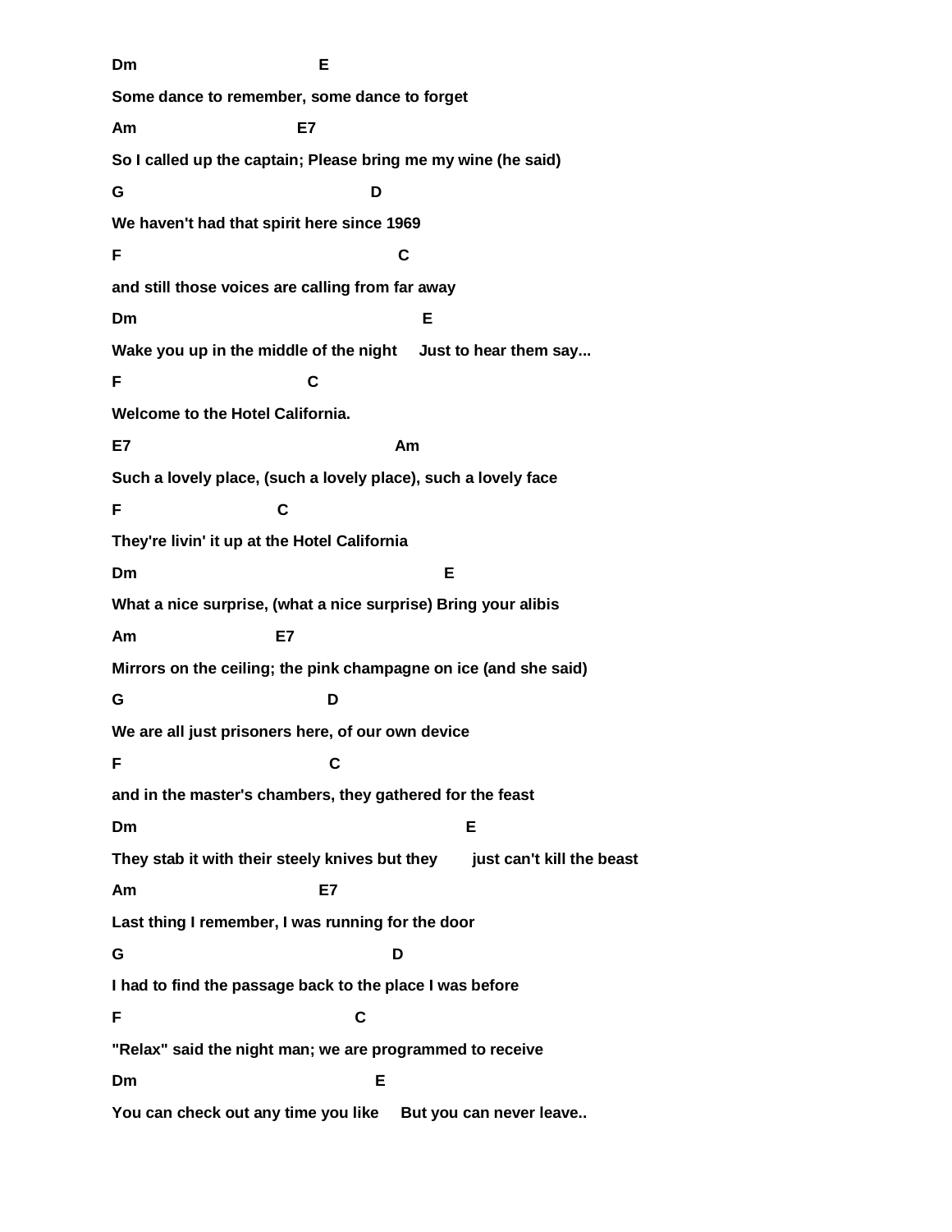```
Dm                              E
Some dance to remember, some dance to forget
Am                          E7
So I called up the captain; Please bring me my wine (he said)
G                                         D
We haven't had that spirit here since 1969
F                                             C
and still those voices are calling from far away
Dm                                              E
Wake you up in the middle of the night     Just to hear them say...
F                              C
Welcome to the Hotel California.
E7                                        Am
Such a lovely place, (such a lovely place), such a lovely face
F                        C
They're livin' it up at the Hotel California
Dm                                                E
What a nice surprise, (what a nice surprise) Bring your alibis
Am                       E7
Mirrors on the ceiling; the pink champagne on ice (and she said)
G                                D
We are all just prisoners here, of our own device
F                                C
and in the master's chambers, they gathered for the feast
Dm                                                   E
They stab it with their steely knives but they       just can't kill the beast
Am                          E7
Last thing I remember, I was running for the door
G                                         D
I had to find the passage back to the place I was before
F                                    C
"Relax" said the night man; we are programmed to receive
Dm                                     E
You can check out any time you like     But you can never leave..
```